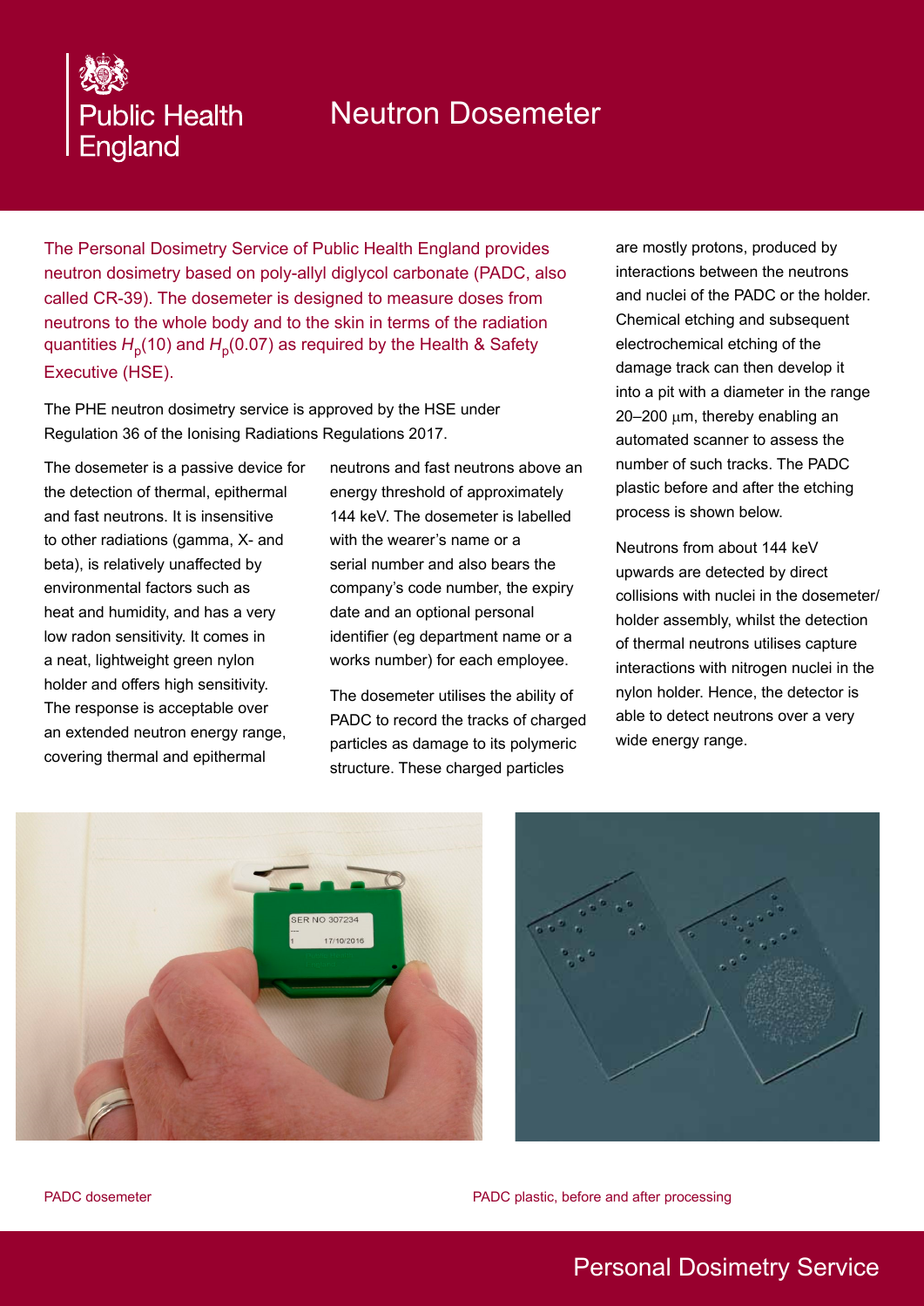Public Health England

# Neutron Dosemeter

The Personal Dosimetry Service of Public Health England provides neutron dosimetry based on poly-allyl diglycol carbonate (PADC, also called CR-39). The dosemeter is designed to measure doses from neutrons to the whole body and to the skin in terms of the radiation quantities $H_p(10)$ and $H_p(0.07)$ as required by the Health & Safety Executive (HSE).

The PHE neutron dosimetry service is approved by the HSE under Regulation 36 of the Ionising Radiations Regulations 2017.

The dosemeter is a passive device for the detection of thermal, epithermal and fast neutrons. It is insensitive to other radiations (gamma, X- and beta), is relatively unaffected by environmental factors such as heat and humidity, and has a very low radon sensitivity. It comes in a neat, lightweight green nylon holder and offers high sensitivity. The response is acceptable over an extended neutron energy range, covering thermal and epithermal neutrons and fast neutrons above an energy threshold of approximately 144 keV. The dosemeter is labelled with the wearer's name or a serial number and also bears the company's code number, the expiry date and an optional personal identifier (eg department name or a works number) for each employee.

The dosemeter utilises the ability of PADC to record the tracks of charged particles as damage to its polymeric structure. These charged particles are mostly protons, produced by interactions between the neutrons and nuclei of the PADC or the holder. Chemical etching and subsequent electrochemical etching of the damage track can then develop it into a pit with a diameter in the range 20–200 $\mu$m, thereby enabling an automated scanner to assess the number of such tracks. The PADC plastic before and after the etching process is shown below.

Neutrons from about 144 keV upwards are detected by direct collisions with nuclei in the dosemeter/holder assembly, whilst the detection of thermal neutrons utilises capture interactions with nitrogen nuclei in the nylon holder. Hence, the detector is able to detect neutrons over a very wide energy range.

PADC dosemeter

PADC plastic, before and after processing

Personal Dosimetry Service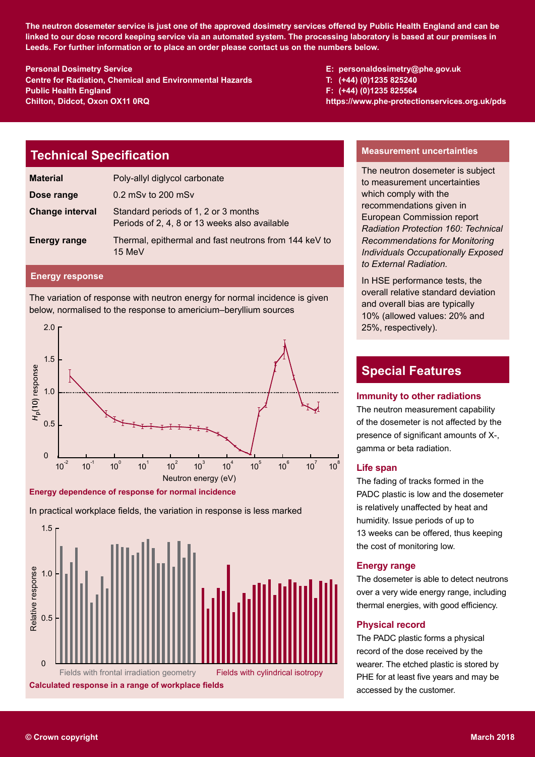**The neutron dosemeter service is just one of the approved dosimetry services offered by Public Health England and can be linked to our dose record keeping service via an automated system. The processing laboratory is based at our premises in Leeds. For further information or to place an order please contact us on the numbers below.**

**Personal Dosimetry Service**
**Centre for Radiation, Chemical and Environmental Hazards**
**Public Health England**
**Chilton, Didcot, Oxon OX11 0RQ**

**E: personaldosimetry@phe.gov.uk**
**T: (+44) (0)1235 825240**
**F: (+44) (0)1235 825564**
**https://www.phe-protectionservices.org.uk/pds**

## Technical Specification

| | |
|---|---|
| **Material** | Poly-allyl diglycol carbonate |
| **Dose range** | 0.2 mSv to 200 mSv |
| **Change interval** | Standard periods of 1, 2 or 3 months<br>Periods of 2, 4, 8 or 13 weeks also available |
| **Energy range** | Thermal, epithermal and fast neutrons from 144 keV to 15 MeV |

### Energy response

The variation of response with neutron energy for normal incidence is given below, normalised to the response to americium–beryllium sources

$H_p(10)$ response
2.0
1.5
1.0
0.5
0
$10^{-2}$ $10^{-1}$ $10^{0}$ $10^{1}$ $10^{2}$ $10^{3}$ $10^{4}$ $10^{5}$ $10^{6}$ $10^{7}$ $10^{8}$
Neutron energy (eV)

**Energy dependence of response for normal incidence**

In practical workplace fields, the variation in response is less marked

Relative response
1.5
1.0
0.5
0
Fields with frontal irradiation geometry
Fields with cylindrical isotropy

**Calculated response in a range of workplace fields**

### Measurement uncertainties

The neutron dosemeter is subject to measurement uncertainties which comply with the recommendations given in European Commission report *Radiation Protection 160: Technical Recommendations for Monitoring Individuals Occupationally Exposed to External Radiation.*

In HSE performance tests, the overall relative standard deviation and overall bias are typically 10% (allowed values: 20% and 25%, respectively).

## Special Features

### Immunity to other radiations

The neutron measurement capability of the dosemeter is not affected by the presence of significant amounts of X-, gamma or beta radiation.

### Life span

The fading of tracks formed in the PADC plastic is low and the dosemeter is relatively unaffected by heat and humidity. Issue periods of up to 13 weeks can be offered, thus keeping the cost of monitoring low.

### Energy range

The dosemeter is able to detect neutrons over a very wide energy range, including thermal energies, with good efficiency.

### Physical record

The PADC plastic forms a physical record of the dose received by the wearer. The etched plastic is stored by PHE for at least five years and may be accessed by the customer.

© Crown copyright

March 2018